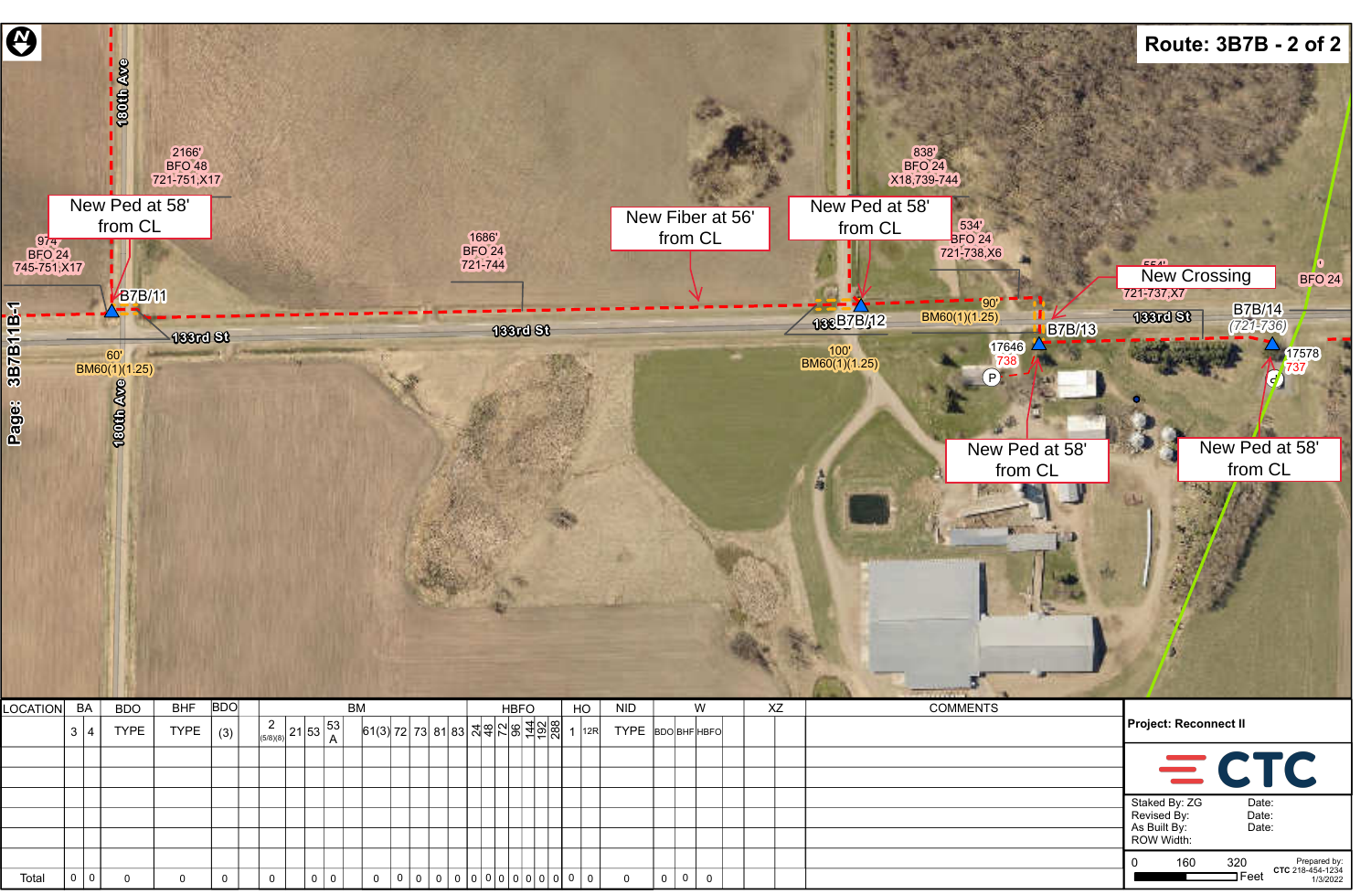# Route: 3B7B - 2 of 2

Page: 3B7B11B-1

180th Ave

2166'
BFO 48
721-751,X17

New Ped at 58' from CL

974'
BFO 24
745-751,X17

B7B/11

60'
BM60(1)(1.25)

133rd St

1686'
BFO 24
721-744

New Fiber at 56' from CL

838'
BFO 24
X18,739-744

New Ped at 58' from CL

534'
BFO 24
721-738,X6

B7B/12

90'
BM60(1)(1.25)

100'
BM60(1)(1.25)

New Crossing

721-737,X7

B7B/13

17646
738

New Ped at 58' from CL

BFO 24

B7B/14
(721-736)

17578
737

New Ped at 58' from CL

| LOCATION | BA | | BDO | BHF | BDO | BM | | | | | | | | | | | HBFO | | | | | | | HO | | NID | W | | | XZ | | COMMENTS |
|---|---|---|---|---|---|---|---|---|---|---|---|---|---|---|---|---|---|---|---|---|---|---|---|---|---|---|---|---|---|---|---|---|
| | 3 | 4 | TYPE | TYPE | (3) | | 2 (5/8)(8) | 21 | 53 | 53 A | | 61(3) | 72 | 73 | 81 | 83 | 24 | 48 | 72 | 96 | 144 | 192 | 288 | 1 | 12R | TYPE | BDO | BHF | HBFO | | | |
| | | | | | | | | | | | | | | | | | | | | | | | | | | | | | | | | |
| Total | 0 | 0 | 0 | 0 | 0 | | 0 | | 0 | 0 | | 0 | 0 | 0 | 0 | 0 | 0 | 0 | 0 | 0 | 0 | 0 | 0 | 0 | 0 | 0 | 0 | 0 | 0 | | | |

**Project: Reconnect II**

CTC

Staked By: ZG
Revised By:
As Built By:
ROW Width:

Date:
Date:
Date:

0 160 320 Feet

Prepared by:
CTC 218-454-1234
1/3/2022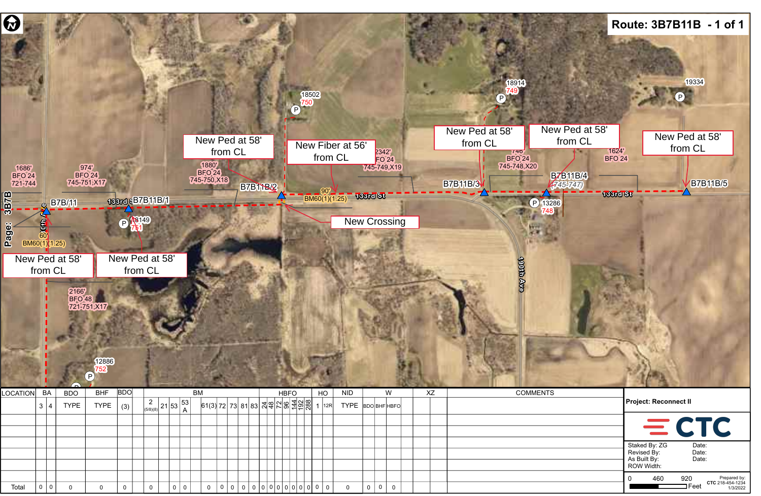# Route: 3B7B11B - 1 of 1

Page: 3B7B

B7B/11

133rd St

B7B11B/1

B7B11B/2

B7B11B/3

B7B11B/4

B7B11B/5

133rd St

100th Ave

1686'
BFO 24
721-744

974'
BFO 24
745-751,X17

1880'
BFO 24
745-750,X18

2342'
BFO 24
745-749,X19

746'
BFO 24
745-748,X20

1624'
BFO 24

(745-747)

2166'
BFO 48
721-751,X17

60'
BM60(1)(1:25)

90'
BM60(1)(1:25)

18502
750

18914
749

19334

18149
751

13286
748

12886
752

New Ped at 58' from CL

New Ped at 58' from CL

New Ped at 58' from CL

New Fiber at 56' from CL

New Ped at 58' from CL

New Ped at 58' from CL

New Ped at 58' from CL

New Crossing

| LOCATION | BA | | BDO | BHF | BDO | | BM | | | | | | | | HBFO | | | | | | | | HO | | NID | W | | | XZ | | COMMENTS |
|---|---|---|---|---|---|---|---|---|---|---|---|---|---|---|---|---|---|---|---|---|---|---|---|---|---|---|---|---|---|---|---|
| | 3 | 4 | TYPE | TYPE | (3) | | 2 (5/8)(8) | 21 | 53 | 53 A | 61(3) | 72 | 73 | 81 | 83 | 24 | 48 | 72 | 96 | 144 | 192 | 288 | 1 | 12R | TYPE | BDO | BHF | HBFO | | | |
| Total | 0 | 0 | 0 | 0 | 0 | | 0 | | 0 | 0 | 0 | 0 | 0 | 0 | 0 | 0 | 0 | 0 | 0 | 0 | 0 | 0 | 0 | 0 | 0 | 0 | 0 | 0 | | | |

Project: Reconnect II

CTC

Staked By: ZG — Date:
Revised By: — Date:
As Built By: — Date:
ROW Width:

0 460 920 Feet

Prepared by:
CTC 218-454-1234
1/3/2022